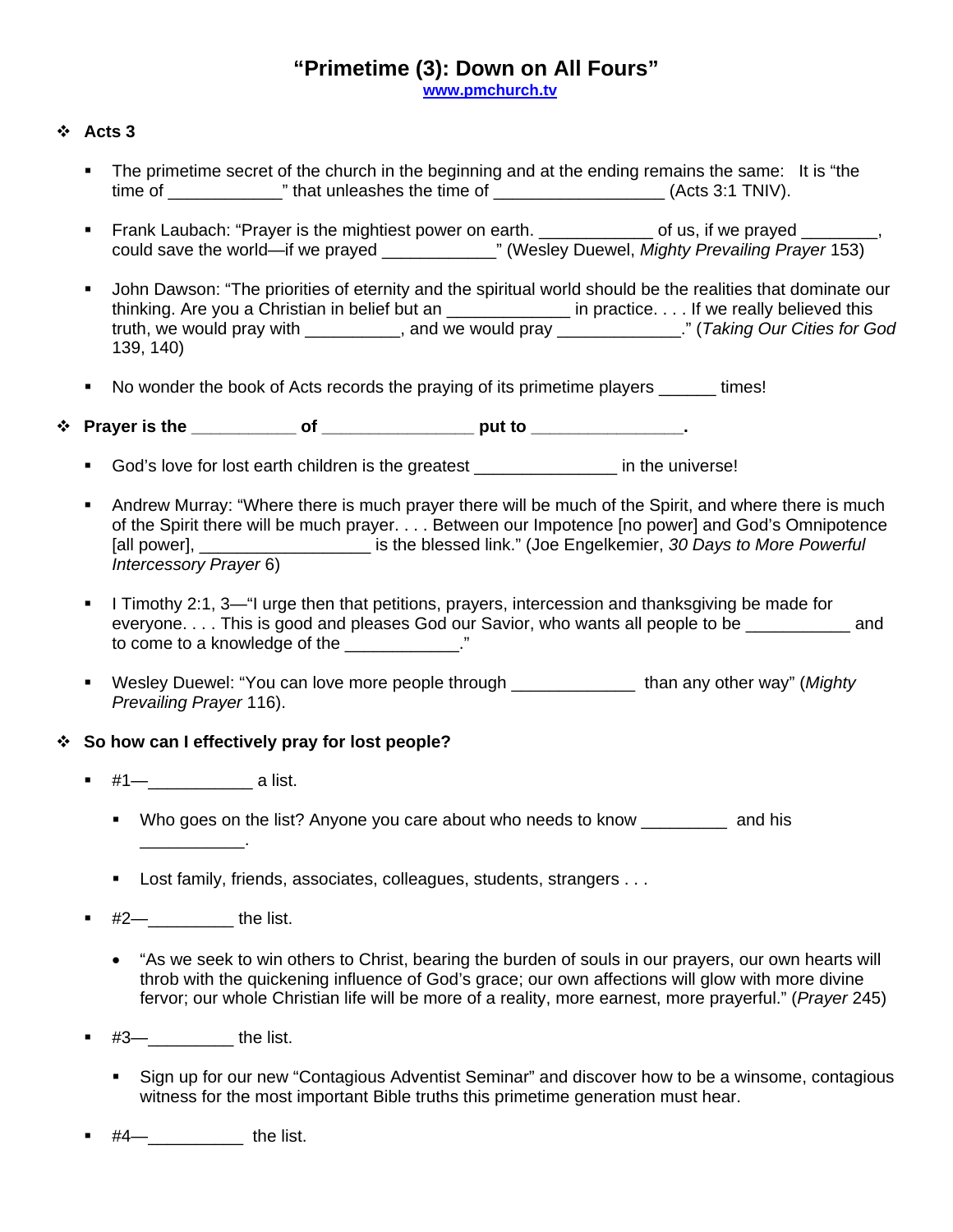# "Primetime (3): Down on All Fours"

www.pmchurch.tv

- **Acts 3**
  - The primetime secret of the church in the beginning and at the ending remains the same: It is "the time of ____________" that unleashes the time of __________________ (Acts 3:1 TNIV).
  - Frank Laubach: "Prayer is the mightiest power on earth. ____________ of us, if we prayed ________, could save the world—if we prayed ____________" (Wesley Duewel, *Mighty Prevailing Prayer* 153)
  - John Dawson: "The priorities of eternity and the spiritual world should be the realities that dominate our thinking. Are you a Christian in belief but an _____________ in practice. . . . If we really believed this truth, we would pray with __________, and we would pray _____________." (*Taking Our Cities for God* 139, 140)
  - No wonder the book of Acts records the praying of its primetime players ______ times!

- **Prayer is the ___________ of ________________ put to ________________.**
  - God's love for lost earth children is the greatest _______________ in the universe!
  - Andrew Murray: "Where there is much prayer there will be much of the Spirit, and where there is much of the Spirit there will be much prayer. . . . Between our Impotence [no power] and God's Omnipotence [all power], __________________ is the blessed link." (Joe Engelkemier, *30 Days to More Powerful Intercessory Prayer* 6)
  - I Timothy 2:1, 3—"I urge then that petitions, prayers, intercession and thanksgiving be made for everyone. . . . This is good and pleases God our Savior, who wants all people to be ___________ and to come to a knowledge of the ____________."
  - Wesley Duewel: "You can love more people through _____________ than any other way" (*Mighty Prevailing Prayer* 116).

- **So how can I effectively pray for lost people?**
  - #1—___________ a list.
    - Who goes on the list? Anyone you care about who needs to know _________ and his ___________.
    - Lost family, friends, associates, colleagues, students, strangers . . .
  - #2—_________ the list.
    - "As we seek to win others to Christ, bearing the burden of souls in our prayers, our own hearts will throb with the quickening influence of God's grace; our own affections will glow with more divine fervor; our whole Christian life will be more of a reality, more earnest, more prayerful." (*Prayer* 245)
  - #3—_________ the list.
    - Sign up for our new "Contagious Adventist Seminar" and discover how to be a winsome, contagious witness for the most important Bible truths this primetime generation must hear.
  - #4—__________ the list.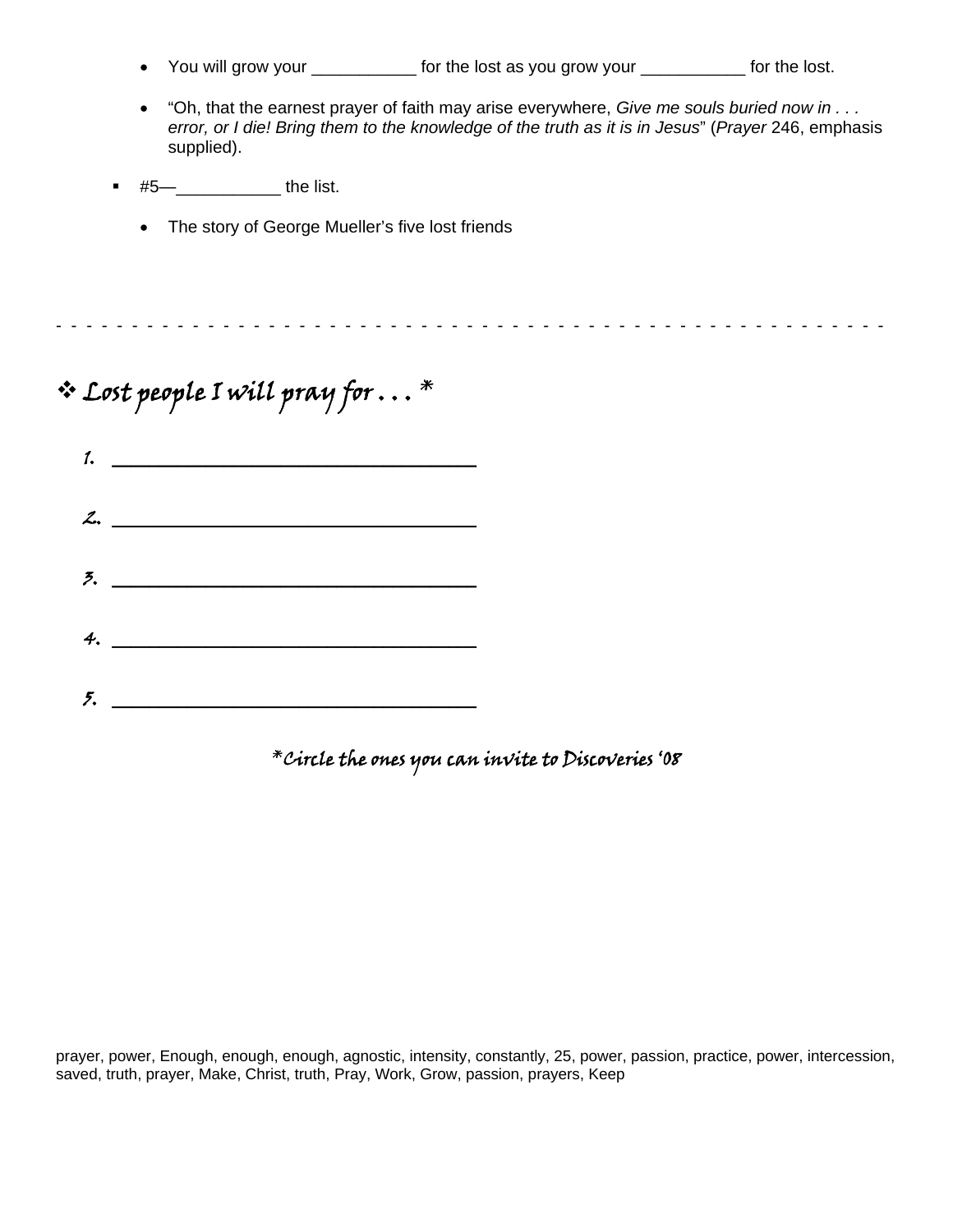- You will grow your ___________ for the lost as you grow your ___________ for the lost.
- "Oh, that the earnest prayer of faith may arise everywhere, *Give me souls buried now in . . . error, or I die! Bring them to the knowledge of the truth as it is in Jesus*" (*Prayer* 246, emphasis supplied).

▪ #5—___________ the list.

- The story of George Mueller's five lost friends

- - - - - - - - - - - - - - - - - - - - - - - - - - - - - - - - - - - - - - - - - - - - - - - - - - - - - - - - - - - -

## ❖ *Lost people I will pray for . . . **

1. ____________________________________
2. ____________________________________
3. ____________________________________
4. ____________________________________
5. ____________________________________

*\*Circle the ones you can invite to Discoveries '08*

prayer, power, Enough, enough, enough, agnostic, intensity, constantly, 25, power, passion, practice, power, intercession, saved, truth, prayer, Make, Christ, truth, Pray, Work, Grow, passion, prayers, Keep